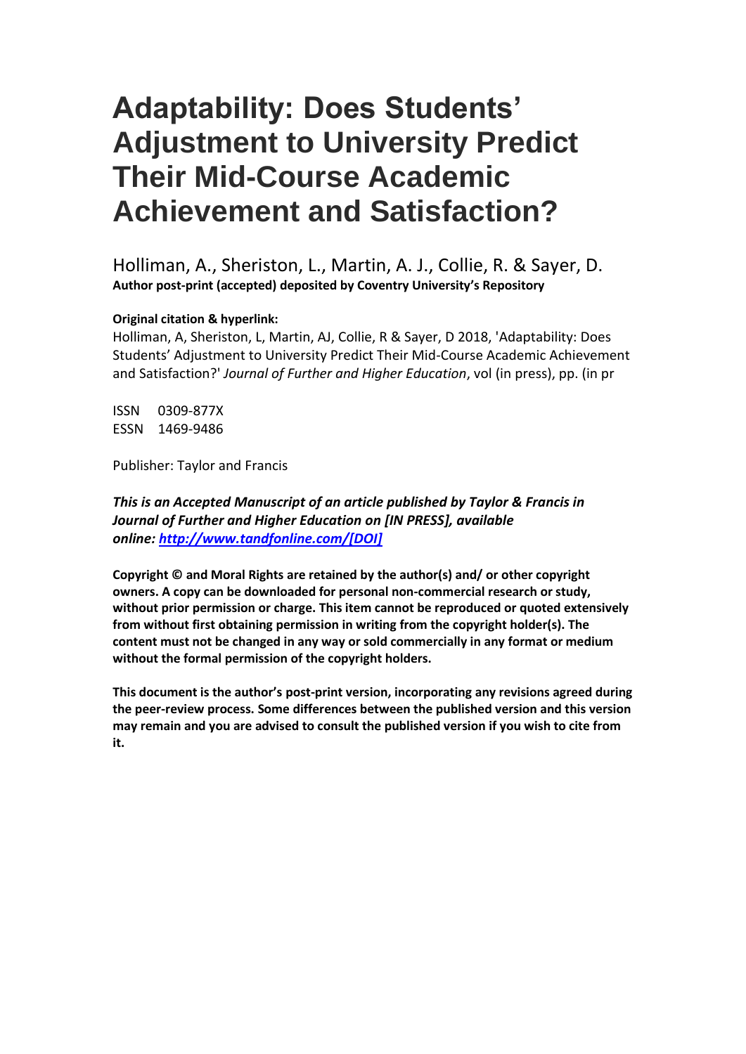# Adaptability: Does Students' Adjustment to University Predict Their Mid-Course Academic Achievement and Satisfaction?

Holliman, A., Sheriston, L., Martin, A. J., Collie, R. & Sayer, D.

**Author post-print (accepted) deposited by Coventry University's Repository**

**Original citation & hyperlink:**

Holliman, A, Sheriston, L, Martin, AJ, Collie, R & Sayer, D 2018, 'Adaptability: Does Students' Adjustment to University Predict Their Mid-Course Academic Achievement and Satisfaction?' *Journal of Further and Higher Education*, vol (in press), pp. (in pr

ISSN 0309-877X
ESSN 1469-9486

Publisher: Taylor and Francis

***This is an Accepted Manuscript of an article published by Taylor & Francis in Journal of Further and Higher Education on [IN PRESS], available online: [http://www.tandfonline.com/[DOI]](http://www.tandfonline.com/[DOI])***

**Copyright © and Moral Rights are retained by the author(s) and/ or other copyright owners. A copy can be downloaded for personal non-commercial research or study, without prior permission or charge. This item cannot be reproduced or quoted extensively from without first obtaining permission in writing from the copyright holder(s). The content must not be changed in any way or sold commercially in any format or medium without the formal permission of the copyright holders.**

**This document is the author's post-print version, incorporating any revisions agreed during the peer-review process. Some differences between the published version and this version may remain and you are advised to consult the published version if you wish to cite from it.**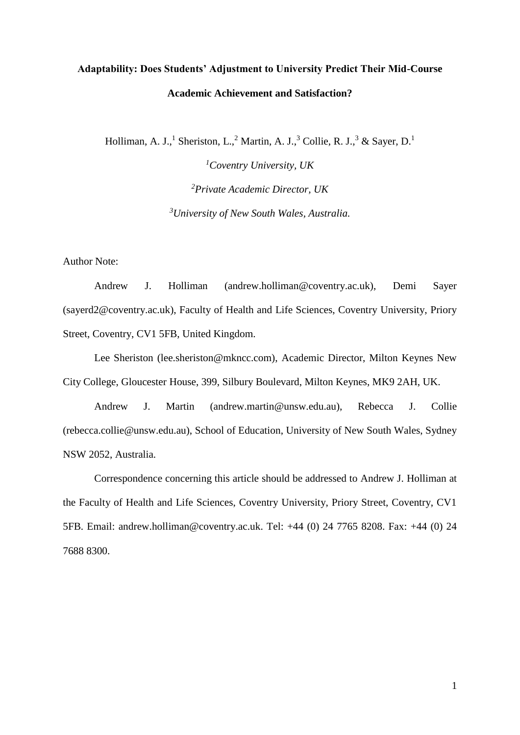# Adaptability: Does Students' Adjustment to University Predict Their Mid-Course Academic Achievement and Satisfaction?

Holliman, A. J.,[1] Sheriston, L.,[2] Martin, A. J.,[3] Collie, R. J.,[3] & Sayer, D.[1]

[1]*Coventry University, UK*

[2]*Private Academic Director, UK*

[3]*University of New South Wales, Australia.*

Author Note:

Andrew J. Holliman (andrew.holliman@coventry.ac.uk), Demi Sayer (sayerd2@coventry.ac.uk), Faculty of Health and Life Sciences, Coventry University, Priory Street, Coventry, CV1 5FB, United Kingdom.

Lee Sheriston (lee.sheriston@mkncc.com), Academic Director, Milton Keynes New City College, Gloucester House, 399, Silbury Boulevard, Milton Keynes, MK9 2AH, UK.

Andrew J. Martin (andrew.martin@unsw.edu.au), Rebecca J. Collie (rebecca.collie@unsw.edu.au), School of Education, University of New South Wales, Sydney NSW 2052, Australia.

Correspondence concerning this article should be addressed to Andrew J. Holliman at the Faculty of Health and Life Sciences, Coventry University, Priory Street, Coventry, CV1 5FB. Email: andrew.holliman@coventry.ac.uk. Tel: +44 (0) 24 7765 8208. Fax: +44 (0) 24 7688 8300.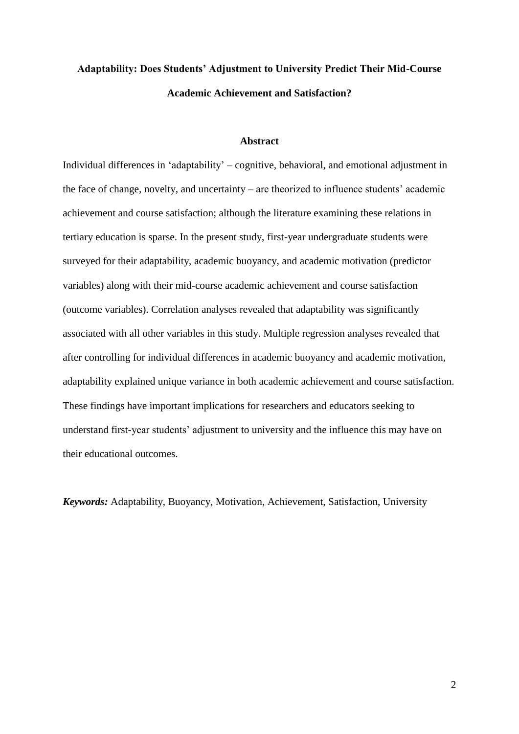**Adaptability: Does Students' Adjustment to University Predict Their Mid-Course Academic Achievement and Satisfaction?**

**Abstract**

Individual differences in 'adaptability' – cognitive, behavioral, and emotional adjustment in the face of change, novelty, and uncertainty – are theorized to influence students' academic achievement and course satisfaction; although the literature examining these relations in tertiary education is sparse. In the present study, first-year undergraduate students were surveyed for their adaptability, academic buoyancy, and academic motivation (predictor variables) along with their mid-course academic achievement and course satisfaction (outcome variables). Correlation analyses revealed that adaptability was significantly associated with all other variables in this study. Multiple regression analyses revealed that after controlling for individual differences in academic buoyancy and academic motivation, adaptability explained unique variance in both academic achievement and course satisfaction. These findings have important implications for researchers and educators seeking to understand first-year students' adjustment to university and the influence this may have on their educational outcomes.

***Keywords:*** Adaptability, Buoyancy, Motivation, Achievement, Satisfaction, University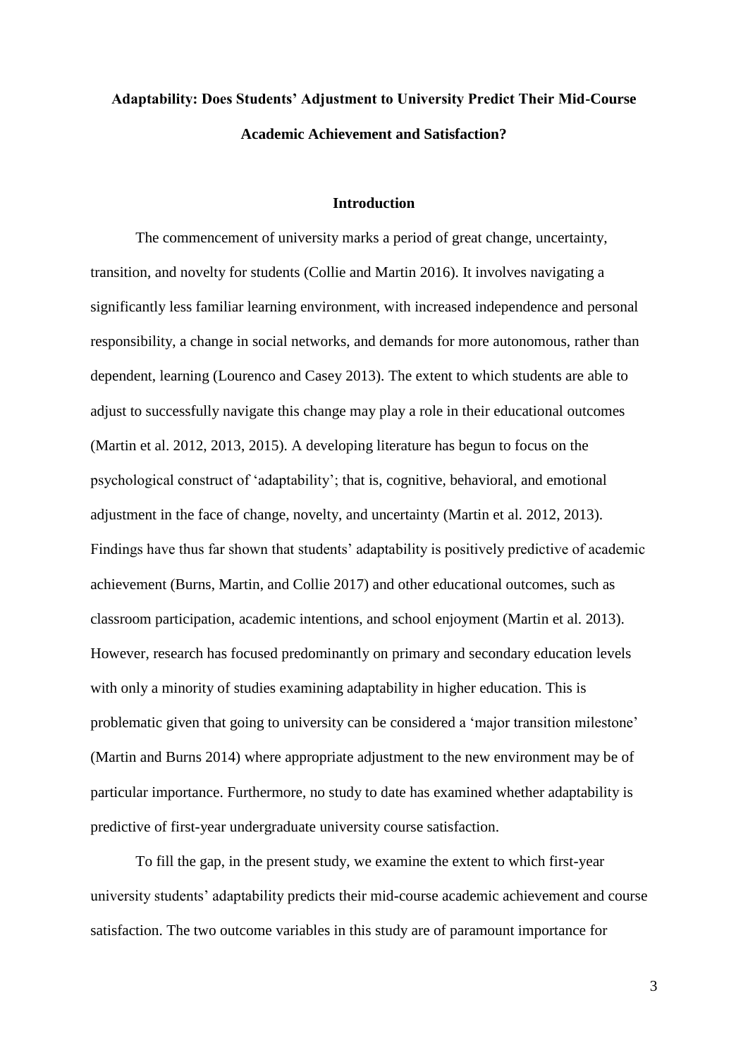**Adaptability: Does Students' Adjustment to University Predict Their Mid-Course Academic Achievement and Satisfaction?**

## Introduction

The commencement of university marks a period of great change, uncertainty, transition, and novelty for students (Collie and Martin 2016). It involves navigating a significantly less familiar learning environment, with increased independence and personal responsibility, a change in social networks, and demands for more autonomous, rather than dependent, learning (Lourenco and Casey 2013). The extent to which students are able to adjust to successfully navigate this change may play a role in their educational outcomes (Martin et al. 2012, 2013, 2015). A developing literature has begun to focus on the psychological construct of 'adaptability'; that is, cognitive, behavioral, and emotional adjustment in the face of change, novelty, and uncertainty (Martin et al. 2012, 2013). Findings have thus far shown that students' adaptability is positively predictive of academic achievement (Burns, Martin, and Collie 2017) and other educational outcomes, such as classroom participation, academic intentions, and school enjoyment (Martin et al. 2013). However, research has focused predominantly on primary and secondary education levels with only a minority of studies examining adaptability in higher education. This is problematic given that going to university can be considered a 'major transition milestone' (Martin and Burns 2014) where appropriate adjustment to the new environment may be of particular importance. Furthermore, no study to date has examined whether adaptability is predictive of first-year undergraduate university course satisfaction.

To fill the gap, in the present study, we examine the extent to which first-year university students' adaptability predicts their mid-course academic achievement and course satisfaction. The two outcome variables in this study are of paramount importance for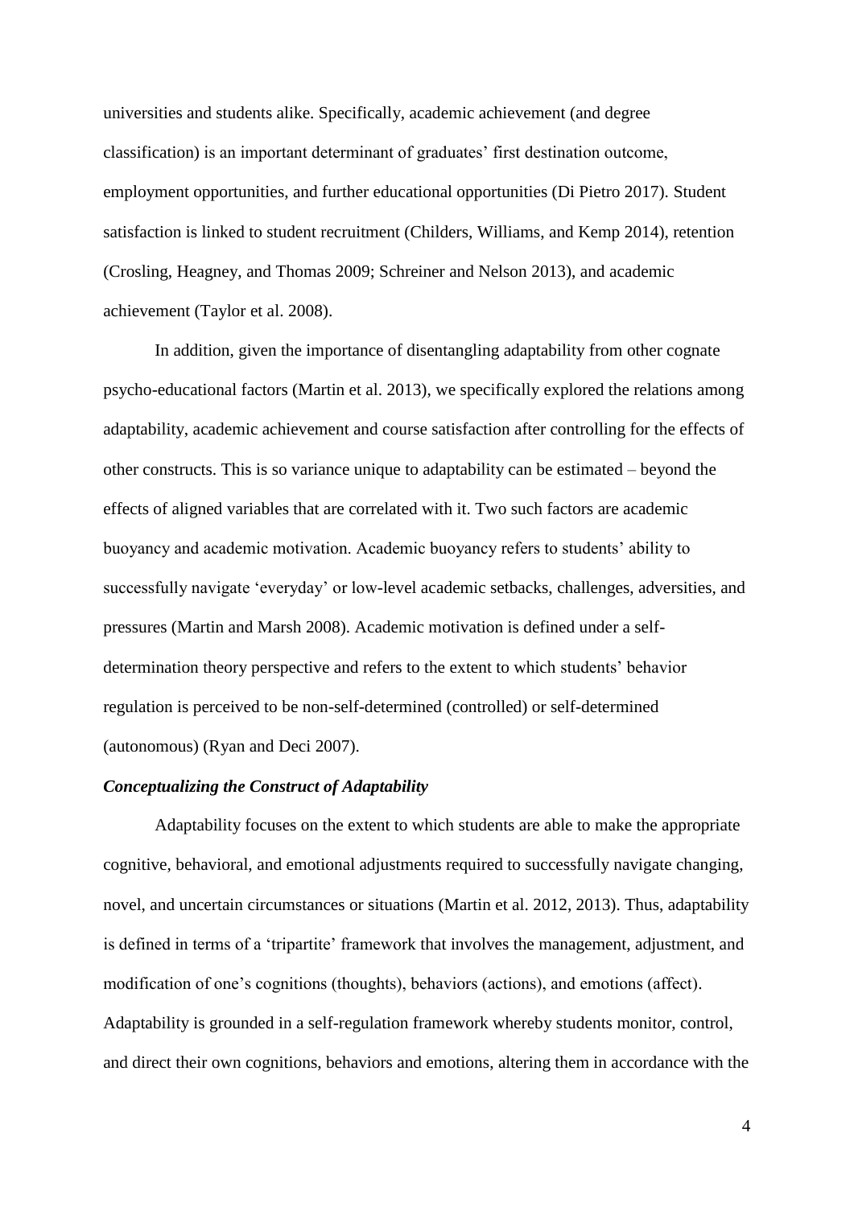universities and students alike. Specifically, academic achievement (and degree classification) is an important determinant of graduates' first destination outcome, employment opportunities, and further educational opportunities (Di Pietro 2017). Student satisfaction is linked to student recruitment (Childers, Williams, and Kemp 2014), retention (Crosling, Heagney, and Thomas 2009; Schreiner and Nelson 2013), and academic achievement (Taylor et al. 2008).

In addition, given the importance of disentangling adaptability from other cognate psycho-educational factors (Martin et al. 2013), we specifically explored the relations among adaptability, academic achievement and course satisfaction after controlling for the effects of other constructs. This is so variance unique to adaptability can be estimated – beyond the effects of aligned variables that are correlated with it. Two such factors are academic buoyancy and academic motivation. Academic buoyancy refers to students' ability to successfully navigate 'everyday' or low-level academic setbacks, challenges, adversities, and pressures (Martin and Marsh 2008). Academic motivation is defined under a self-determination theory perspective and refers to the extent to which students' behavior regulation is perceived to be non-self-determined (controlled) or self-determined (autonomous) (Ryan and Deci 2007).

### *Conceptualizing the Construct of Adaptability*

Adaptability focuses on the extent to which students are able to make the appropriate cognitive, behavioral, and emotional adjustments required to successfully navigate changing, novel, and uncertain circumstances or situations (Martin et al. 2012, 2013). Thus, adaptability is defined in terms of a 'tripartite' framework that involves the management, adjustment, and modification of one's cognitions (thoughts), behaviors (actions), and emotions (affect). Adaptability is grounded in a self-regulation framework whereby students monitor, control, and direct their own cognitions, behaviors and emotions, altering them in accordance with the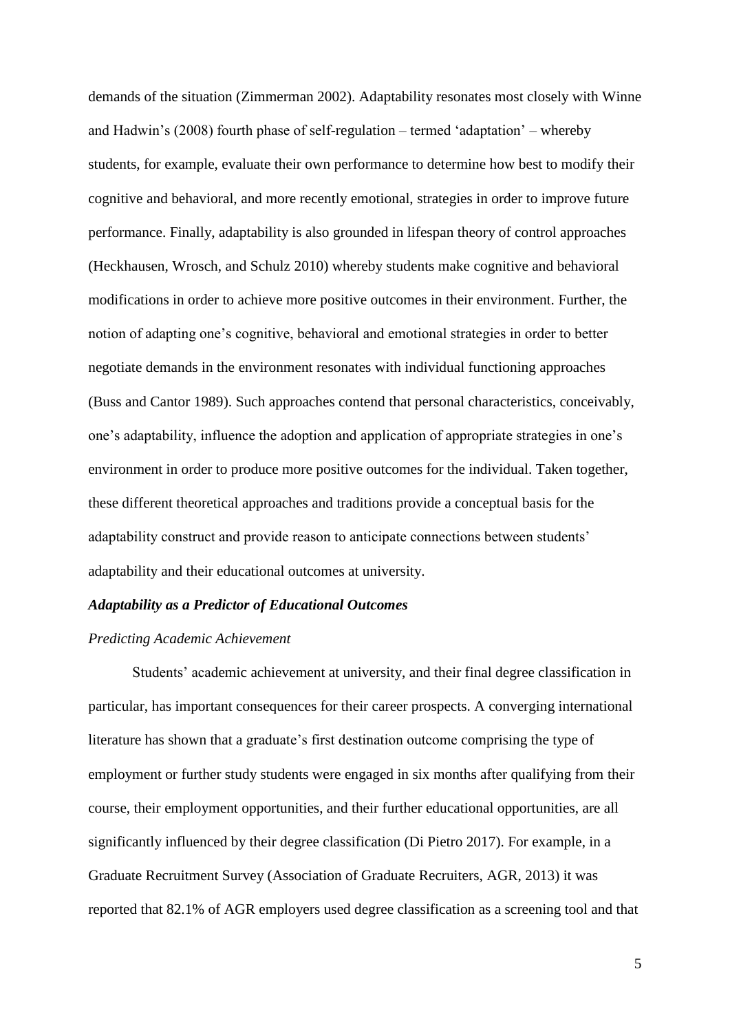demands of the situation (Zimmerman 2002). Adaptability resonates most closely with Winne and Hadwin's (2008) fourth phase of self-regulation – termed 'adaptation' – whereby students, for example, evaluate their own performance to determine how best to modify their cognitive and behavioral, and more recently emotional, strategies in order to improve future performance. Finally, adaptability is also grounded in lifespan theory of control approaches (Heckhausen, Wrosch, and Schulz 2010) whereby students make cognitive and behavioral modifications in order to achieve more positive outcomes in their environment. Further, the notion of adapting one's cognitive, behavioral and emotional strategies in order to better negotiate demands in the environment resonates with individual functioning approaches (Buss and Cantor 1989). Such approaches contend that personal characteristics, conceivably, one's adaptability, influence the adoption and application of appropriate strategies in one's environment in order to produce more positive outcomes for the individual. Taken together, these different theoretical approaches and traditions provide a conceptual basis for the adaptability construct and provide reason to anticipate connections between students' adaptability and their educational outcomes at university.

### ***Adaptability as a Predictor of Educational Outcomes***

#### *Predicting Academic Achievement*

Students' academic achievement at university, and their final degree classification in particular, has important consequences for their career prospects. A converging international literature has shown that a graduate's first destination outcome comprising the type of employment or further study students were engaged in six months after qualifying from their course, their employment opportunities, and their further educational opportunities, are all significantly influenced by their degree classification (Di Pietro 2017). For example, in a Graduate Recruitment Survey (Association of Graduate Recruiters, AGR, 2013) it was reported that 82.1% of AGR employers used degree classification as a screening tool and that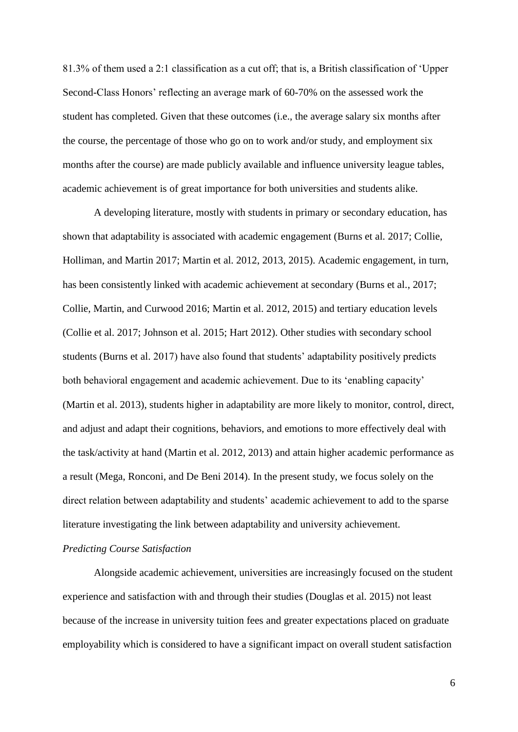81.3% of them used a 2:1 classification as a cut off; that is, a British classification of 'Upper Second-Class Honors' reflecting an average mark of 60-70% on the assessed work the student has completed. Given that these outcomes (i.e., the average salary six months after the course, the percentage of those who go on to work and/or study, and employment six months after the course) are made publicly available and influence university league tables, academic achievement is of great importance for both universities and students alike.

A developing literature, mostly with students in primary or secondary education, has shown that adaptability is associated with academic engagement (Burns et al. 2017; Collie, Holliman, and Martin 2017; Martin et al. 2012, 2013, 2015). Academic engagement, in turn, has been consistently linked with academic achievement at secondary (Burns et al., 2017; Collie, Martin, and Curwood 2016; Martin et al. 2012, 2015) and tertiary education levels (Collie et al. 2017; Johnson et al. 2015; Hart 2012). Other studies with secondary school students (Burns et al. 2017) have also found that students' adaptability positively predicts both behavioral engagement and academic achievement. Due to its 'enabling capacity' (Martin et al. 2013), students higher in adaptability are more likely to monitor, control, direct, and adjust and adapt their cognitions, behaviors, and emotions to more effectively deal with the task/activity at hand (Martin et al. 2012, 2013) and attain higher academic performance as a result (Mega, Ronconi, and De Beni 2014). In the present study, we focus solely on the direct relation between adaptability and students' academic achievement to add to the sparse literature investigating the link between adaptability and university achievement.

*Predicting Course Satisfaction*

Alongside academic achievement, universities are increasingly focused on the student experience and satisfaction with and through their studies (Douglas et al. 2015) not least because of the increase in university tuition fees and greater expectations placed on graduate employability which is considered to have a significant impact on overall student satisfaction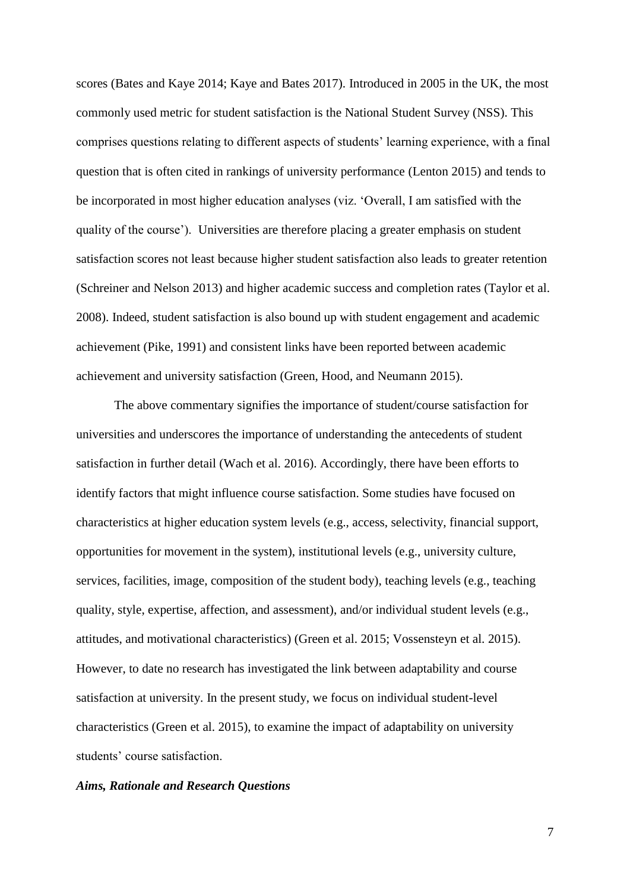scores (Bates and Kaye 2014; Kaye and Bates 2017). Introduced in 2005 in the UK, the most commonly used metric for student satisfaction is the National Student Survey (NSS). This comprises questions relating to different aspects of students' learning experience, with a final question that is often cited in rankings of university performance (Lenton 2015) and tends to be incorporated in most higher education analyses (viz. 'Overall, I am satisfied with the quality of the course'). Universities are therefore placing a greater emphasis on student satisfaction scores not least because higher student satisfaction also leads to greater retention (Schreiner and Nelson 2013) and higher academic success and completion rates (Taylor et al. 2008). Indeed, student satisfaction is also bound up with student engagement and academic achievement (Pike, 1991) and consistent links have been reported between academic achievement and university satisfaction (Green, Hood, and Neumann 2015).

The above commentary signifies the importance of student/course satisfaction for universities and underscores the importance of understanding the antecedents of student satisfaction in further detail (Wach et al. 2016). Accordingly, there have been efforts to identify factors that might influence course satisfaction. Some studies have focused on characteristics at higher education system levels (e.g., access, selectivity, financial support, opportunities for movement in the system), institutional levels (e.g., university culture, services, facilities, image, composition of the student body), teaching levels (e.g., teaching quality, style, expertise, affection, and assessment), and/or individual student levels (e.g., attitudes, and motivational characteristics) (Green et al. 2015; Vossensteyn et al. 2015). However, to date no research has investigated the link between adaptability and course satisfaction at university. In the present study, we focus on individual student-level characteristics (Green et al. 2015), to examine the impact of adaptability on university students' course satisfaction.

### *Aims, Rationale and Research Questions*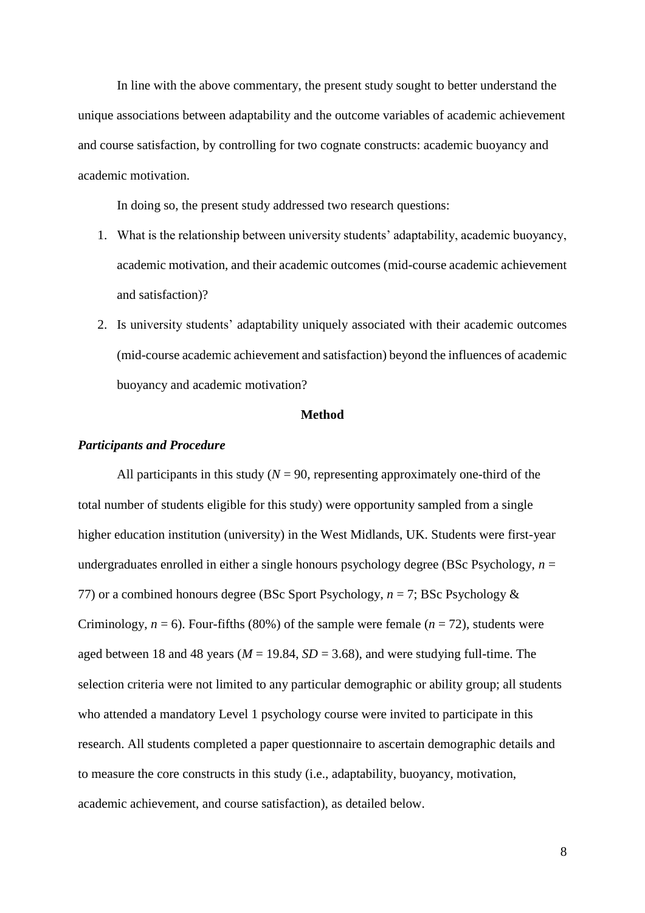In line with the above commentary, the present study sought to better understand the unique associations between adaptability and the outcome variables of academic achievement and course satisfaction, by controlling for two cognate constructs: academic buoyancy and academic motivation.

In doing so, the present study addressed two research questions:

1. What is the relationship between university students' adaptability, academic buoyancy, academic motivation, and their academic outcomes (mid-course academic achievement and satisfaction)?
2. Is university students' adaptability uniquely associated with their academic outcomes (mid-course academic achievement and satisfaction) beyond the influences of academic buoyancy and academic motivation?

## Method

### *Participants and Procedure*

All participants in this study ($N$ = 90, representing approximately one-third of the total number of students eligible for this study) were opportunity sampled from a single higher education institution (university) in the West Midlands, UK. Students were first-year undergraduates enrolled in either a single honours psychology degree (BSc Psychology, $n$ = 77) or a combined honours degree (BSc Sport Psychology, $n$ = 7; BSc Psychology & Criminology, $n$ = 6). Four-fifths (80%) of the sample were female ($n$ = 72), students were aged between 18 and 48 years ($M$ = 19.84, $SD$ = 3.68), and were studying full-time. The selection criteria were not limited to any particular demographic or ability group; all students who attended a mandatory Level 1 psychology course were invited to participate in this research. All students completed a paper questionnaire to ascertain demographic details and to measure the core constructs in this study (i.e., adaptability, buoyancy, motivation, academic achievement, and course satisfaction), as detailed below.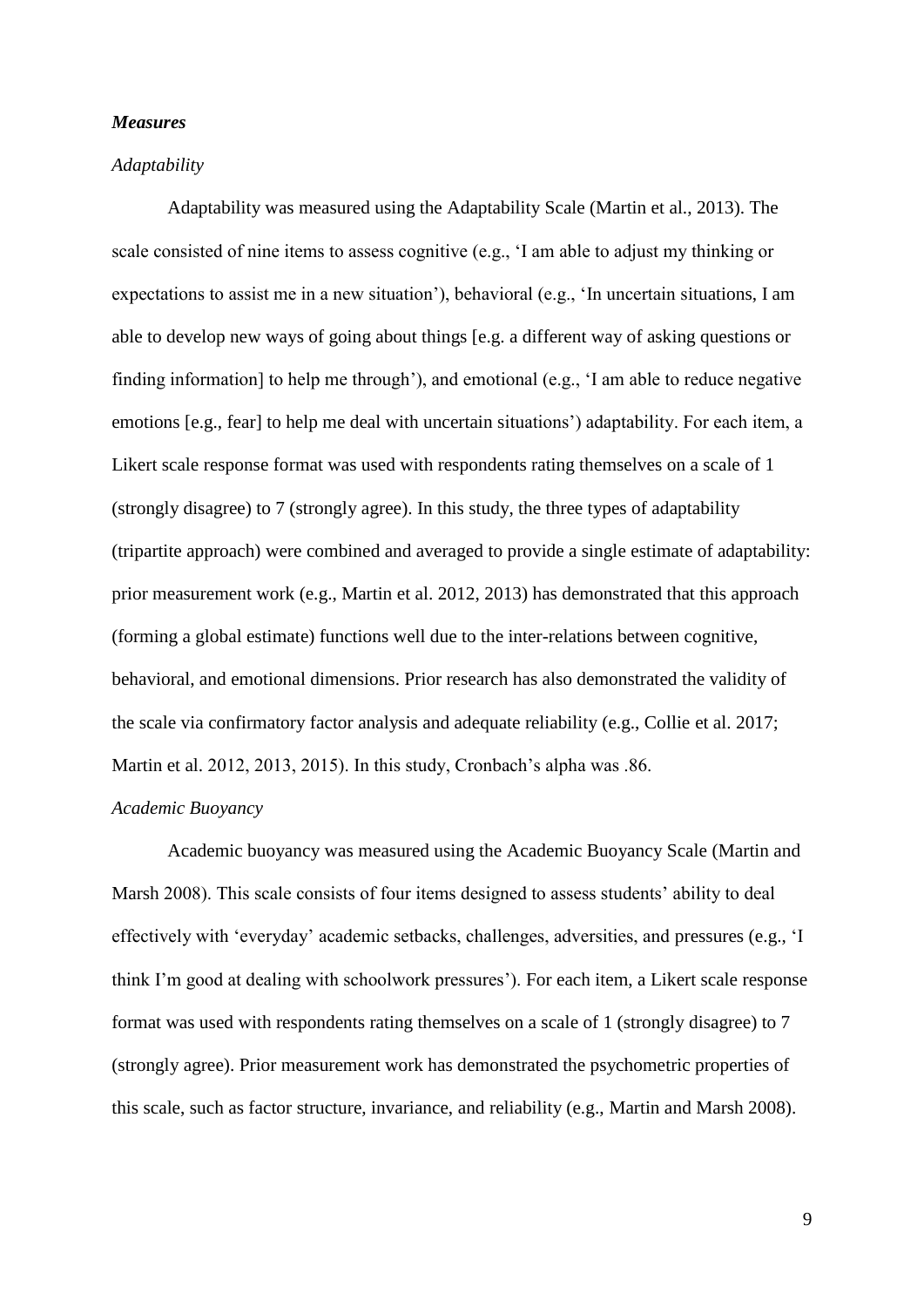### *Measures*

#### *Adaptability*

Adaptability was measured using the Adaptability Scale (Martin et al., 2013). The scale consisted of nine items to assess cognitive (e.g., 'I am able to adjust my thinking or expectations to assist me in a new situation'), behavioral (e.g., 'In uncertain situations, I am able to develop new ways of going about things [e.g. a different way of asking questions or finding information] to help me through'), and emotional (e.g., 'I am able to reduce negative emotions [e.g., fear] to help me deal with uncertain situations') adaptability. For each item, a Likert scale response format was used with respondents rating themselves on a scale of 1 (strongly disagree) to 7 (strongly agree). In this study, the three types of adaptability (tripartite approach) were combined and averaged to provide a single estimate of adaptability: prior measurement work (e.g., Martin et al. 2012, 2013) has demonstrated that this approach (forming a global estimate) functions well due to the inter-relations between cognitive, behavioral, and emotional dimensions. Prior research has also demonstrated the validity of the scale via confirmatory factor analysis and adequate reliability (e.g., Collie et al. 2017; Martin et al. 2012, 2013, 2015). In this study, Cronbach's alpha was .86.

#### *Academic Buoyancy*

Academic buoyancy was measured using the Academic Buoyancy Scale (Martin and Marsh 2008). This scale consists of four items designed to assess students' ability to deal effectively with 'everyday' academic setbacks, challenges, adversities, and pressures (e.g., 'I think I'm good at dealing with schoolwork pressures'). For each item, a Likert scale response format was used with respondents rating themselves on a scale of 1 (strongly disagree) to 7 (strongly agree). Prior measurement work has demonstrated the psychometric properties of this scale, such as factor structure, invariance, and reliability (e.g., Martin and Marsh 2008).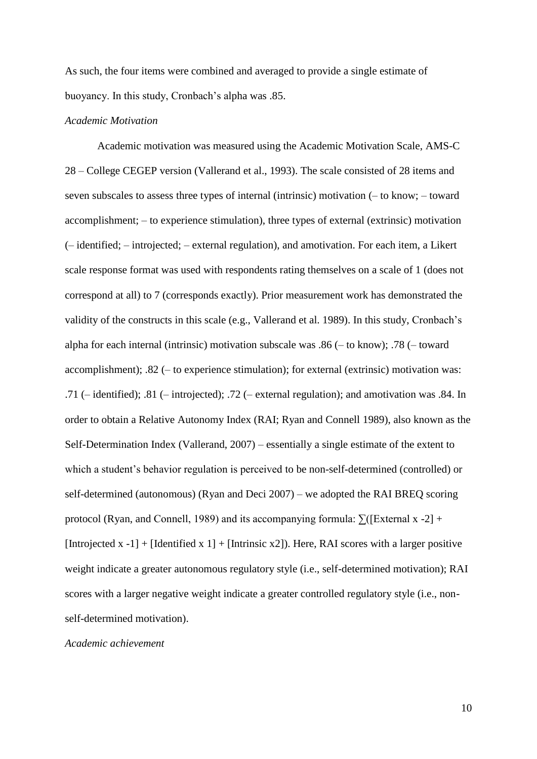As such, the four items were combined and averaged to provide a single estimate of buoyancy. In this study, Cronbach's alpha was .85.

*Academic Motivation*

Academic motivation was measured using the Academic Motivation Scale, AMS-C 28 – College CEGEP version (Vallerand et al., 1993). The scale consisted of 28 items and seven subscales to assess three types of internal (intrinsic) motivation (– to know; – toward accomplishment; – to experience stimulation), three types of external (extrinsic) motivation (– identified; – introjected; – external regulation), and amotivation. For each item, a Likert scale response format was used with respondents rating themselves on a scale of 1 (does not correspond at all) to 7 (corresponds exactly). Prior measurement work has demonstrated the validity of the constructs in this scale (e.g., Vallerand et al. 1989). In this study, Cronbach's alpha for each internal (intrinsic) motivation subscale was .86 (– to know); .78 (– toward accomplishment); .82 (– to experience stimulation); for external (extrinsic) motivation was: .71 (– identified); .81 (– introjected); .72 (– external regulation); and amotivation was .84. In order to obtain a Relative Autonomy Index (RAI; Ryan and Connell 1989), also known as the Self-Determination Index (Vallerand, 2007) – essentially a single estimate of the extent to which a student's behavior regulation is perceived to be non-self-determined (controlled) or self-determined (autonomous) (Ryan and Deci 2007) – we adopted the RAI BREQ scoring protocol (Ryan, and Connell, 1989) and its accompanying formula: $\sum$([External x -2] + [Introjected x -1] + [Identified x 1] + [Intrinsic x2]). Here, RAI scores with a larger positive weight indicate a greater autonomous regulatory style (i.e., self-determined motivation); RAI scores with a larger negative weight indicate a greater controlled regulatory style (i.e., non-self-determined motivation).

*Academic achievement*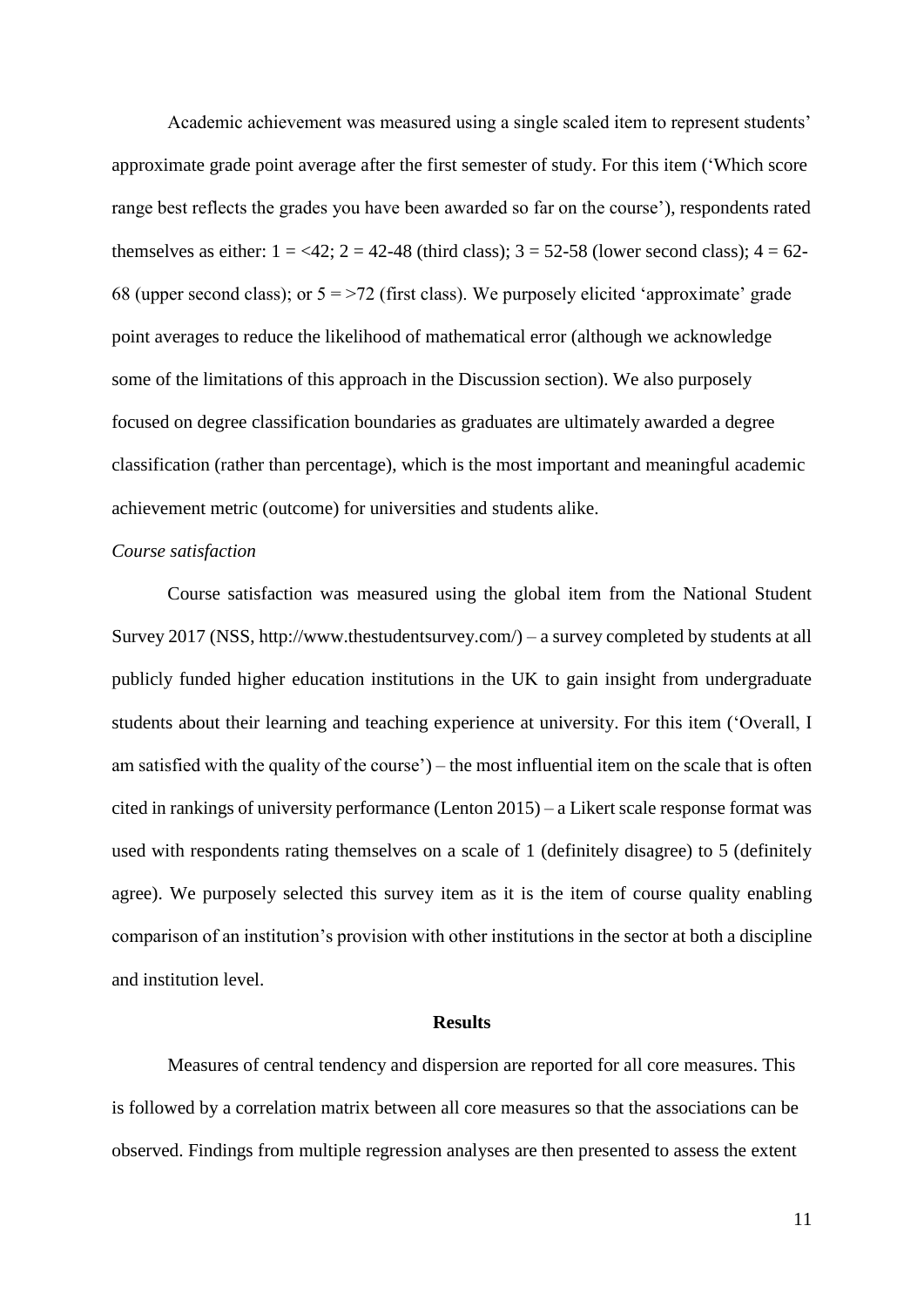Academic achievement was measured using a single scaled item to represent students' approximate grade point average after the first semester of study. For this item ('Which score range best reflects the grades you have been awarded so far on the course'), respondents rated themselves as either: 1 = <42; 2 = 42-48 (third class); 3 = 52-58 (lower second class); 4 = 62-68 (upper second class); or 5 = >72 (first class). We purposely elicited 'approximate' grade point averages to reduce the likelihood of mathematical error (although we acknowledge some of the limitations of this approach in the Discussion section). We also purposely focused on degree classification boundaries as graduates are ultimately awarded a degree classification (rather than percentage), which is the most important and meaningful academic achievement metric (outcome) for universities and students alike.

*Course satisfaction*

Course satisfaction was measured using the global item from the National Student Survey 2017 (NSS, http://www.thestudentsurvey.com/) – a survey completed by students at all publicly funded higher education institutions in the UK to gain insight from undergraduate students about their learning and teaching experience at university. For this item ('Overall, I am satisfied with the quality of the course') – the most influential item on the scale that is often cited in rankings of university performance (Lenton 2015) – a Likert scale response format was used with respondents rating themselves on a scale of 1 (definitely disagree) to 5 (definitely agree). We purposely selected this survey item as it is the item of course quality enabling comparison of an institution's provision with other institutions in the sector at both a discipline and institution level.

## Results

Measures of central tendency and dispersion are reported for all core measures. This is followed by a correlation matrix between all core measures so that the associations can be observed. Findings from multiple regression analyses are then presented to assess the extent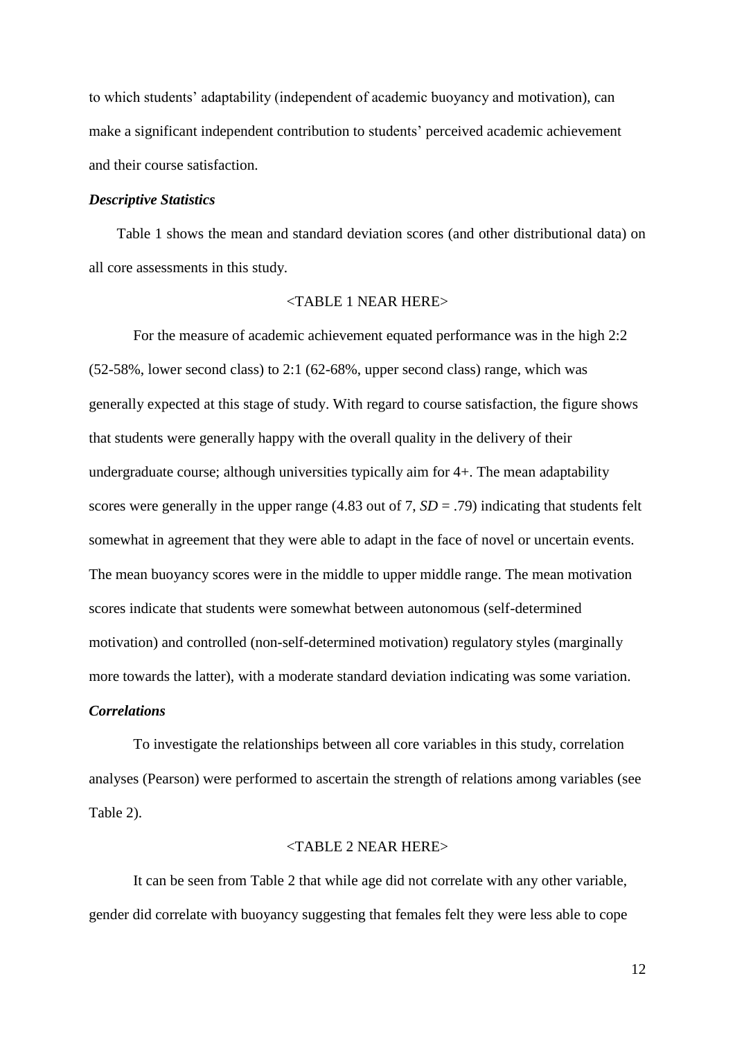to which students' adaptability (independent of academic buoyancy and motivation), can make a significant independent contribution to students' perceived academic achievement and their course satisfaction.

### *Descriptive Statistics*

Table 1 shows the mean and standard deviation scores (and other distributional data) on all core assessments in this study.

<TABLE 1 NEAR HERE>

For the measure of academic achievement equated performance was in the high 2:2 (52-58%, lower second class) to 2:1 (62-68%, upper second class) range, which was generally expected at this stage of study. With regard to course satisfaction, the figure shows that students were generally happy with the overall quality in the delivery of their undergraduate course; although universities typically aim for 4+. The mean adaptability scores were generally in the upper range (4.83 out of 7, $SD$ = .79) indicating that students felt somewhat in agreement that they were able to adapt in the face of novel or uncertain events. The mean buoyancy scores were in the middle to upper middle range. The mean motivation scores indicate that students were somewhat between autonomous (self-determined motivation) and controlled (non-self-determined motivation) regulatory styles (marginally more towards the latter), with a moderate standard deviation indicating was some variation.

### *Correlations*

To investigate the relationships between all core variables in this study, correlation analyses (Pearson) were performed to ascertain the strength of relations among variables (see Table 2).

<TABLE 2 NEAR HERE>

It can be seen from Table 2 that while age did not correlate with any other variable, gender did correlate with buoyancy suggesting that females felt they were less able to cope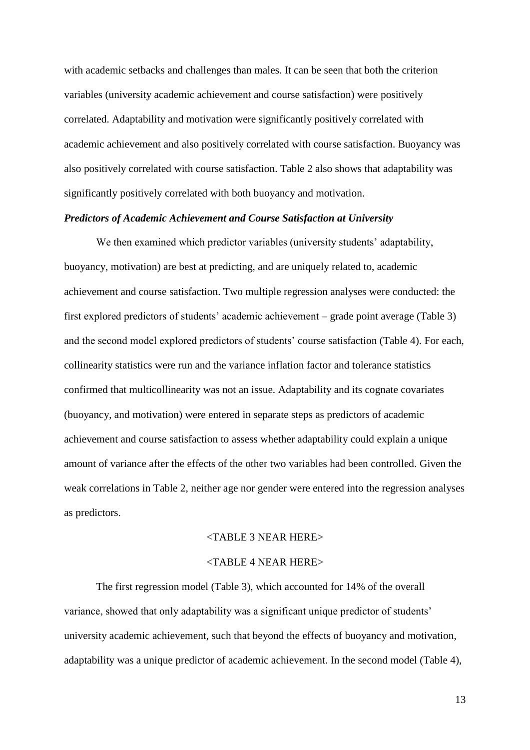with academic setbacks and challenges than males. It can be seen that both the criterion variables (university academic achievement and course satisfaction) were positively correlated. Adaptability and motivation were significantly positively correlated with academic achievement and also positively correlated with course satisfaction. Buoyancy was also positively correlated with course satisfaction. Table 2 also shows that adaptability was significantly positively correlated with both buoyancy and motivation.

### ***Predictors of Academic Achievement and Course Satisfaction at University***

We then examined which predictor variables (university students' adaptability, buoyancy, motivation) are best at predicting, and are uniquely related to, academic achievement and course satisfaction. Two multiple regression analyses were conducted: the first explored predictors of students' academic achievement – grade point average (Table 3) and the second model explored predictors of students' course satisfaction (Table 4). For each, collinearity statistics were run and the variance inflation factor and tolerance statistics confirmed that multicollinearity was not an issue. Adaptability and its cognate covariates (buoyancy, and motivation) were entered in separate steps as predictors of academic achievement and course satisfaction to assess whether adaptability could explain a unique amount of variance after the effects of the other two variables had been controlled. Given the weak correlations in Table 2, neither age nor gender were entered into the regression analyses as predictors.

<TABLE 3 NEAR HERE>

<TABLE 4 NEAR HERE>

The first regression model (Table 3), which accounted for 14% of the overall variance, showed that only adaptability was a significant unique predictor of students' university academic achievement, such that beyond the effects of buoyancy and motivation, adaptability was a unique predictor of academic achievement. In the second model (Table 4),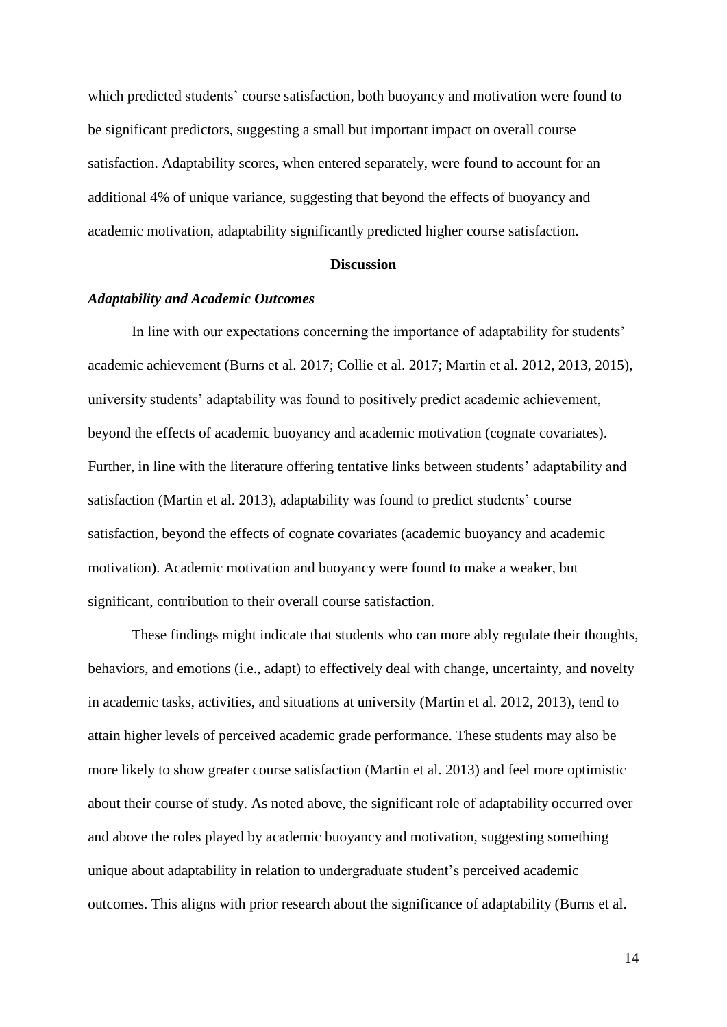which predicted students' course satisfaction, both buoyancy and motivation were found to be significant predictors, suggesting a small but important impact on overall course satisfaction. Adaptability scores, when entered separately, were found to account for an additional 4% of unique variance, suggesting that beyond the effects of buoyancy and academic motivation, adaptability significantly predicted higher course satisfaction.

## Discussion

### *Adaptability and Academic Outcomes*

In line with our expectations concerning the importance of adaptability for students' academic achievement (Burns et al. 2017; Collie et al. 2017; Martin et al. 2012, 2013, 2015), university students' adaptability was found to positively predict academic achievement, beyond the effects of academic buoyancy and academic motivation (cognate covariates). Further, in line with the literature offering tentative links between students' adaptability and satisfaction (Martin et al. 2013), adaptability was found to predict students' course satisfaction, beyond the effects of cognate covariates (academic buoyancy and academic motivation). Academic motivation and buoyancy were found to make a weaker, but significant, contribution to their overall course satisfaction.

These findings might indicate that students who can more ably regulate their thoughts, behaviors, and emotions (i.e., adapt) to effectively deal with change, uncertainty, and novelty in academic tasks, activities, and situations at university (Martin et al. 2012, 2013), tend to attain higher levels of perceived academic grade performance. These students may also be more likely to show greater course satisfaction (Martin et al. 2013) and feel more optimistic about their course of study. As noted above, the significant role of adaptability occurred over and above the roles played by academic buoyancy and motivation, suggesting something unique about adaptability in relation to undergraduate student's perceived academic outcomes. This aligns with prior research about the significance of adaptability (Burns et al.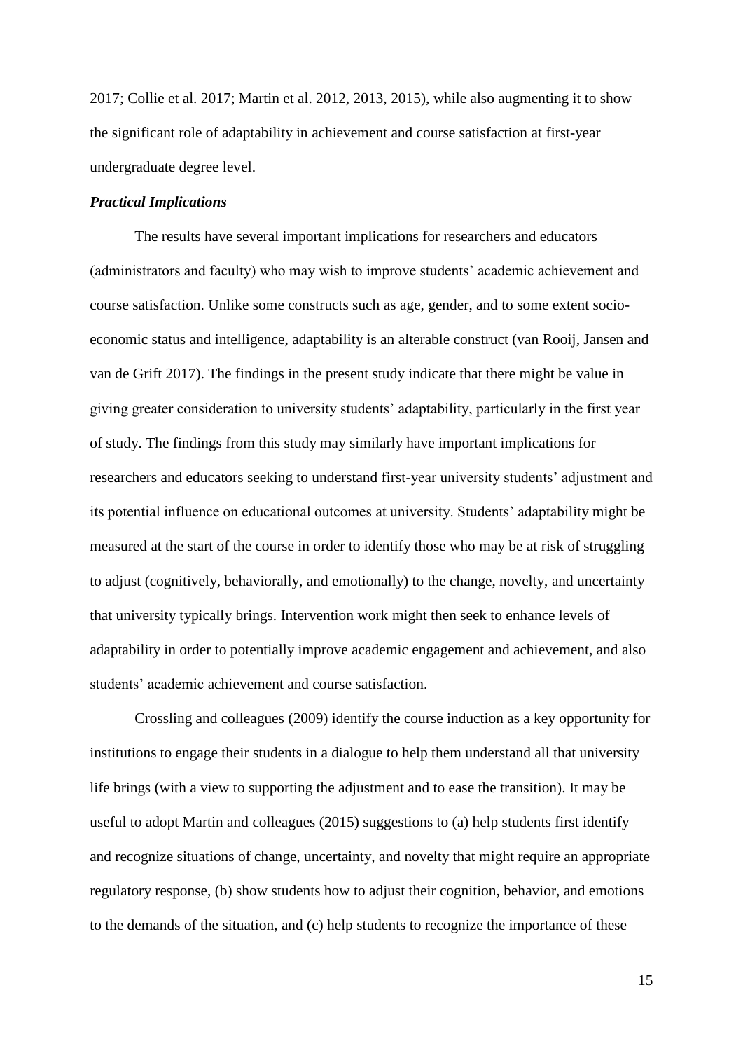2017; Collie et al. 2017; Martin et al. 2012, 2013, 2015), while also augmenting it to show the significant role of adaptability in achievement and course satisfaction at first-year undergraduate degree level.

***Practical Implications***

The results have several important implications for researchers and educators (administrators and faculty) who may wish to improve students' academic achievement and course satisfaction. Unlike some constructs such as age, gender, and to some extent socio-economic status and intelligence, adaptability is an alterable construct (van Rooij, Jansen and van de Grift 2017). The findings in the present study indicate that there might be value in giving greater consideration to university students' adaptability, particularly in the first year of study. The findings from this study may similarly have important implications for researchers and educators seeking to understand first-year university students' adjustment and its potential influence on educational outcomes at university. Students' adaptability might be measured at the start of the course in order to identify those who may be at risk of struggling to adjust (cognitively, behaviorally, and emotionally) to the change, novelty, and uncertainty that university typically brings. Intervention work might then seek to enhance levels of adaptability in order to potentially improve academic engagement and achievement, and also students' academic achievement and course satisfaction.

Crossling and colleagues (2009) identify the course induction as a key opportunity for institutions to engage their students in a dialogue to help them understand all that university life brings (with a view to supporting the adjustment and to ease the transition). It may be useful to adopt Martin and colleagues (2015) suggestions to (a) help students first identify and recognize situations of change, uncertainty, and novelty that might require an appropriate regulatory response, (b) show students how to adjust their cognition, behavior, and emotions to the demands of the situation, and (c) help students to recognize the importance of these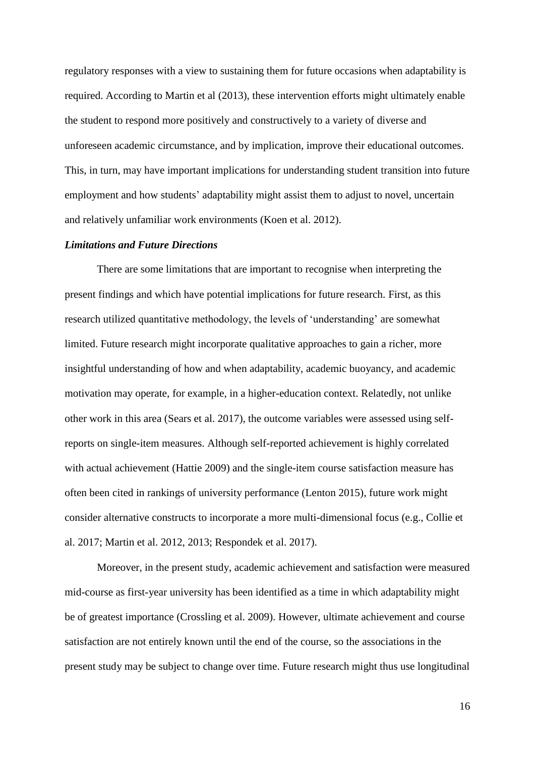regulatory responses with a view to sustaining them for future occasions when adaptability is required. According to Martin et al (2013), these intervention efforts might ultimately enable the student to respond more positively and constructively to a variety of diverse and unforeseen academic circumstance, and by implication, improve their educational outcomes. This, in turn, may have important implications for understanding student transition into future employment and how students' adaptability might assist them to adjust to novel, uncertain and relatively unfamiliar work environments (Koen et al. 2012).

***Limitations and Future Directions***

There are some limitations that are important to recognise when interpreting the present findings and which have potential implications for future research. First, as this research utilized quantitative methodology, the levels of 'understanding' are somewhat limited. Future research might incorporate qualitative approaches to gain a richer, more insightful understanding of how and when adaptability, academic buoyancy, and academic motivation may operate, for example, in a higher-education context. Relatedly, not unlike other work in this area (Sears et al. 2017), the outcome variables were assessed using self-reports on single-item measures. Although self-reported achievement is highly correlated with actual achievement (Hattie 2009) and the single-item course satisfaction measure has often been cited in rankings of university performance (Lenton 2015), future work might consider alternative constructs to incorporate a more multi-dimensional focus (e.g., Collie et al. 2017; Martin et al. 2012, 2013; Respondek et al. 2017).

Moreover, in the present study, academic achievement and satisfaction were measured mid-course as first-year university has been identified as a time in which adaptability might be of greatest importance (Crossling et al. 2009). However, ultimate achievement and course satisfaction are not entirely known until the end of the course, so the associations in the present study may be subject to change over time. Future research might thus use longitudinal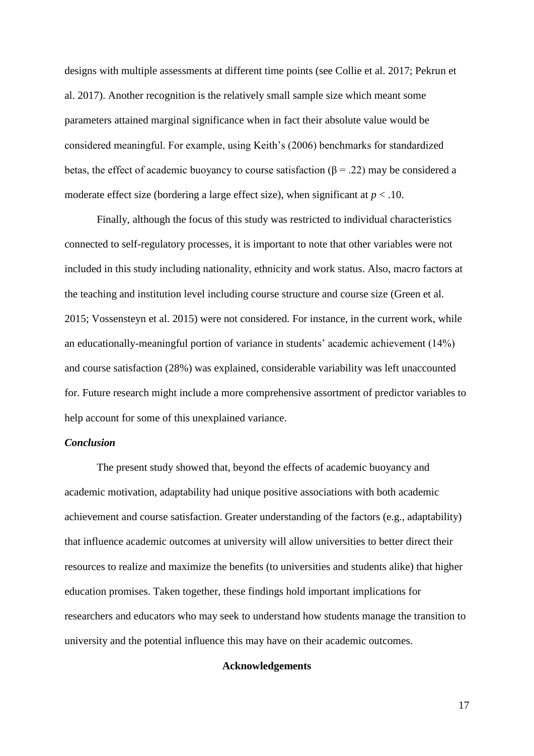designs with multiple assessments at different time points (see Collie et al. 2017; Pekrun et al. 2017). Another recognition is the relatively small sample size which meant some parameters attained marginal significance when in fact their absolute value would be considered meaningful. For example, using Keith's (2006) benchmarks for standardized betas, the effect of academic buoyancy to course satisfaction ($\beta = .22$) may be considered a moderate effect size (bordering a large effect size), when significant at $p < .10$.

Finally, although the focus of this study was restricted to individual characteristics connected to self-regulatory processes, it is important to note that other variables were not included in this study including nationality, ethnicity and work status. Also, macro factors at the teaching and institution level including course structure and course size (Green et al. 2015; Vossensteyn et al. 2015) were not considered. For instance, in the current work, while an educationally-meaningful portion of variance in students' academic achievement (14%) and course satisfaction (28%) was explained, considerable variability was left unaccounted for. Future research might include a more comprehensive assortment of predictor variables to help account for some of this unexplained variance.

### *Conclusion*

The present study showed that, beyond the effects of academic buoyancy and academic motivation, adaptability had unique positive associations with both academic achievement and course satisfaction. Greater understanding of the factors (e.g., adaptability) that influence academic outcomes at university will allow universities to better direct their resources to realize and maximize the benefits (to universities and students alike) that higher education promises. Taken together, these findings hold important implications for researchers and educators who may seek to understand how students manage the transition to university and the potential influence this may have on their academic outcomes.

## Acknowledgements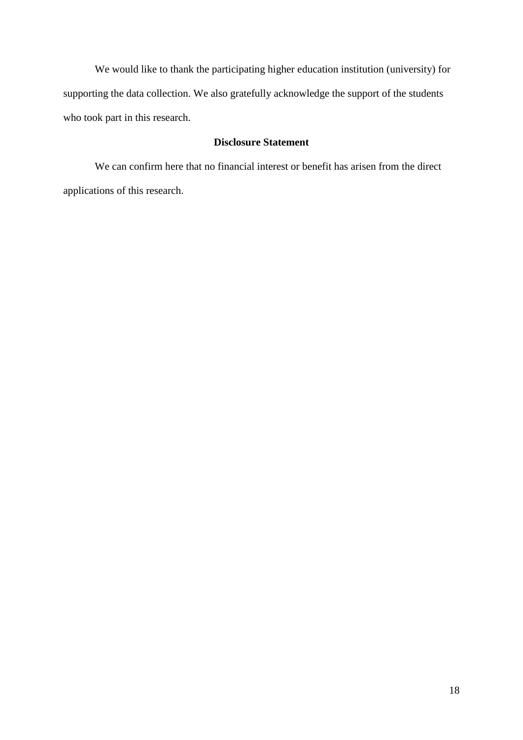We would like to thank the participating higher education institution (university) for supporting the data collection. We also gratefully acknowledge the support of the students who took part in this research.

## Disclosure Statement

We can confirm here that no financial interest or benefit has arisen from the direct applications of this research.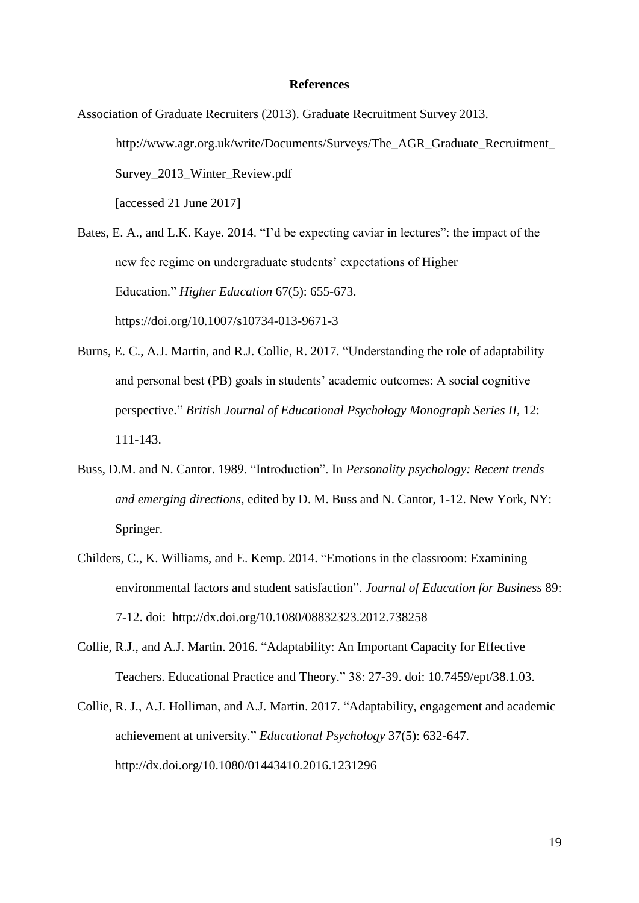**References**

Association of Graduate Recruiters (2013). Graduate Recruitment Survey 2013. http://www.agr.org.uk/write/Documents/Surveys/The_AGR_Graduate_Recruitment_Survey_2013_Winter_Review.pdf [accessed 21 June 2017]

Bates, E. A., and L.K. Kaye. 2014. "I'd be expecting caviar in lectures": the impact of the new fee regime on undergraduate students' expectations of Higher Education." *Higher Education* 67(5): 655-673. https://doi.org/10.1007/s10734-013-9671-3

Burns, E. C., A.J. Martin, and R.J. Collie, R. 2017. "Understanding the role of adaptability and personal best (PB) goals in students' academic outcomes: A social cognitive perspective." *British Journal of Educational Psychology Monograph Series II,* 12: 111-143.

Buss, D.M. and N. Cantor. 1989. "Introduction". In *Personality psychology: Recent trends and emerging directions*, edited by D. M. Buss and N. Cantor, 1-12. New York, NY: Springer.

Childers, C., K. Williams, and E. Kemp. 2014. "Emotions in the classroom: Examining environmental factors and student satisfaction". *Journal of Education for Business* 89: 7-12. doi: http://dx.doi.org/10.1080/08832323.2012.738258

Collie, R.J., and A.J. Martin. 2016. "Adaptability: An Important Capacity for Effective Teachers. Educational Practice and Theory." 38: 27-39. doi: 10.7459/ept/38.1.03.

Collie, R. J., A.J. Holliman, and A.J. Martin. 2017. "Adaptability, engagement and academic achievement at university." *Educational Psychology* 37(5): 632-647. http://dx.doi.org/10.1080/01443410.2016.1231296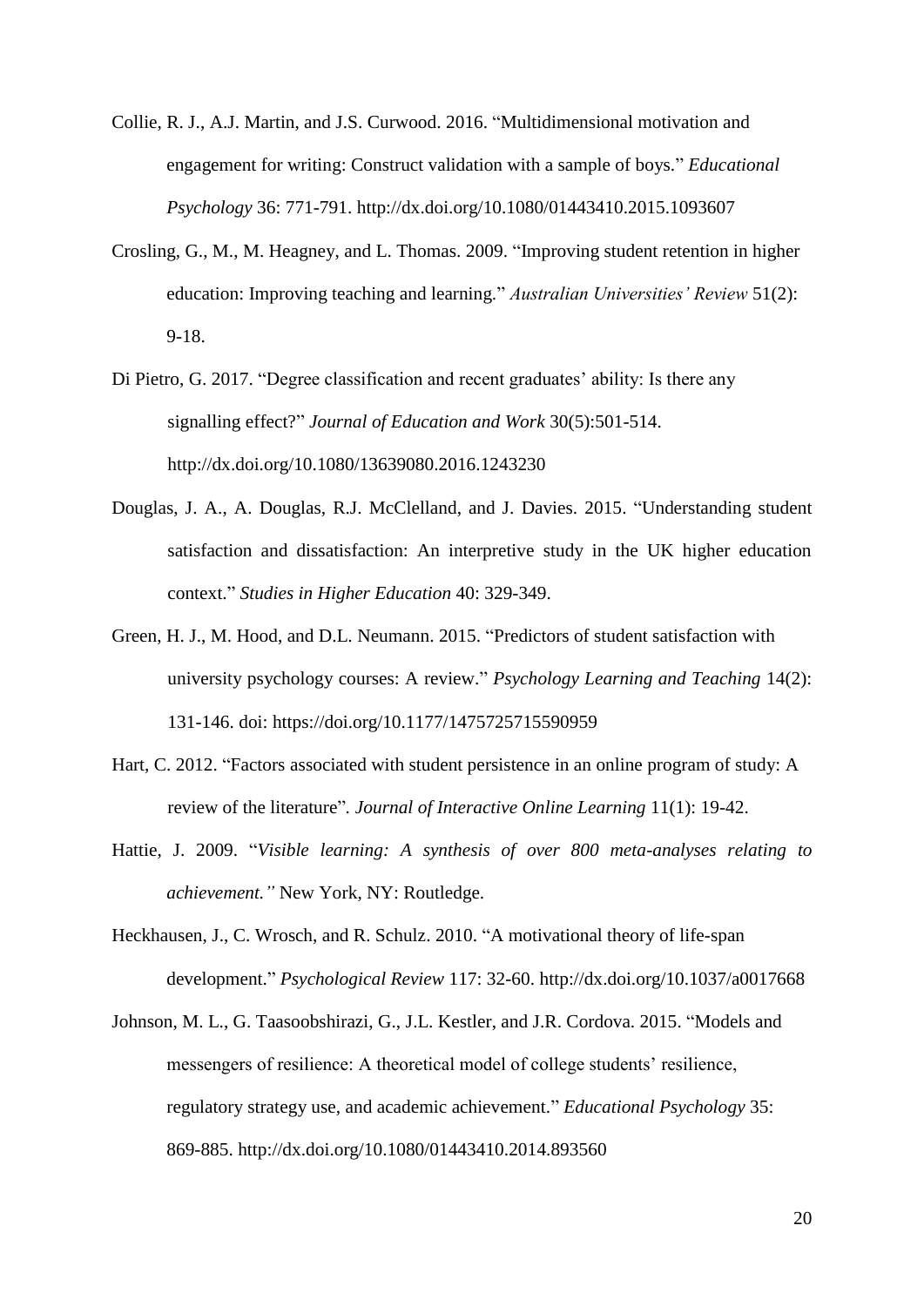Collie, R. J., A.J. Martin, and J.S. Curwood. 2016. "Multidimensional motivation and engagement for writing: Construct validation with a sample of boys." *Educational Psychology* 36: 771-791. http://dx.doi.org/10.1080/01443410.2015.1093607

Crosling, G., M., M. Heagney, and L. Thomas. 2009. "Improving student retention in higher education: Improving teaching and learning." *Australian Universities' Review* 51(2): 9-18.

Di Pietro, G. 2017. "Degree classification and recent graduates' ability: Is there any signalling effect?" *Journal of Education and Work* 30(5):501-514. http://dx.doi.org/10.1080/13639080.2016.1243230

Douglas, J. A., A. Douglas, R.J. McClelland, and J. Davies. 2015. "Understanding student satisfaction and dissatisfaction: An interpretive study in the UK higher education context." *Studies in Higher Education* 40: 329-349.

Green, H. J., M. Hood, and D.L. Neumann. 2015. "Predictors of student satisfaction with university psychology courses: A review." *Psychology Learning and Teaching* 14(2): 131-146. doi: https://doi.org/10.1177/1475725715590959

Hart, C. 2012. "Factors associated with student persistence in an online program of study: A review of the literature". *Journal of Interactive Online Learning* 11(1): 19-42.

Hattie, J. 2009. "*Visible learning: A synthesis of over 800 meta-analyses relating to achievement."* New York, NY: Routledge.

Heckhausen, J., C. Wrosch, and R. Schulz. 2010. "A motivational theory of life-span development." *Psychological Review* 117: 32-60. http://dx.doi.org/10.1037/a0017668

Johnson, M. L., G. Taasoobshirazi, G., J.L. Kestler, and J.R. Cordova. 2015. "Models and messengers of resilience: A theoretical model of college students' resilience, regulatory strategy use, and academic achievement." *Educational Psychology* 35: 869-885. http://dx.doi.org/10.1080/01443410.2014.893560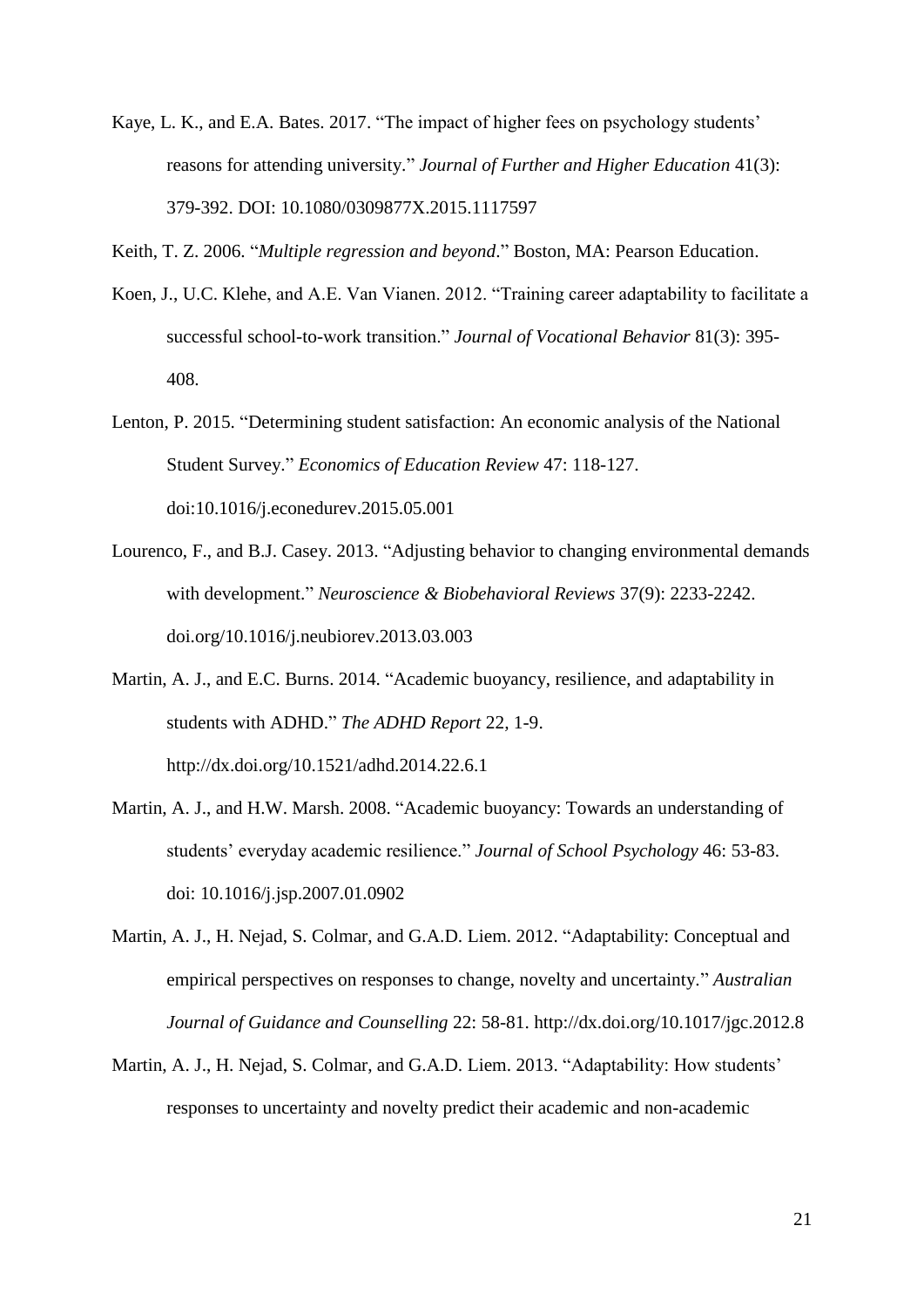Kaye, L. K., and E.A. Bates. 2017. "The impact of higher fees on psychology students' reasons for attending university." *Journal of Further and Higher Education* 41(3): 379-392. DOI: 10.1080/0309877X.2015.1117597

Keith, T. Z. 2006. "*Multiple regression and beyond*." Boston, MA: Pearson Education.

Koen, J., U.C. Klehe, and A.E. Van Vianen. 2012. "Training career adaptability to facilitate a successful school-to-work transition." *Journal of Vocational Behavior* 81(3): 395-408.

Lenton, P. 2015. "Determining student satisfaction: An economic analysis of the National Student Survey." *Economics of Education Review* 47: 118-127. doi:10.1016/j.econedurev.2015.05.001

Lourenco, F., and B.J. Casey. 2013. "Adjusting behavior to changing environmental demands with development." *Neuroscience & Biobehavioral Reviews* 37(9): 2233-2242. doi.org/10.1016/j.neubiorev.2013.03.003

Martin, A. J., and E.C. Burns. 2014. "Academic buoyancy, resilience, and adaptability in students with ADHD." *The ADHD Report* 22, 1-9. http://dx.doi.org/10.1521/adhd.2014.22.6.1

Martin, A. J., and H.W. Marsh. 2008. "Academic buoyancy: Towards an understanding of students' everyday academic resilience." *Journal of School Psychology* 46: 53-83. doi: 10.1016/j.jsp.2007.01.0902

Martin, A. J., H. Nejad, S. Colmar, and G.A.D. Liem. 2012. "Adaptability: Conceptual and empirical perspectives on responses to change, novelty and uncertainty." *Australian Journal of Guidance and Counselling* 22: 58-81. http://dx.doi.org/10.1017/jgc.2012.8

Martin, A. J., H. Nejad, S. Colmar, and G.A.D. Liem. 2013. "Adaptability: How students' responses to uncertainty and novelty predict their academic and non-academic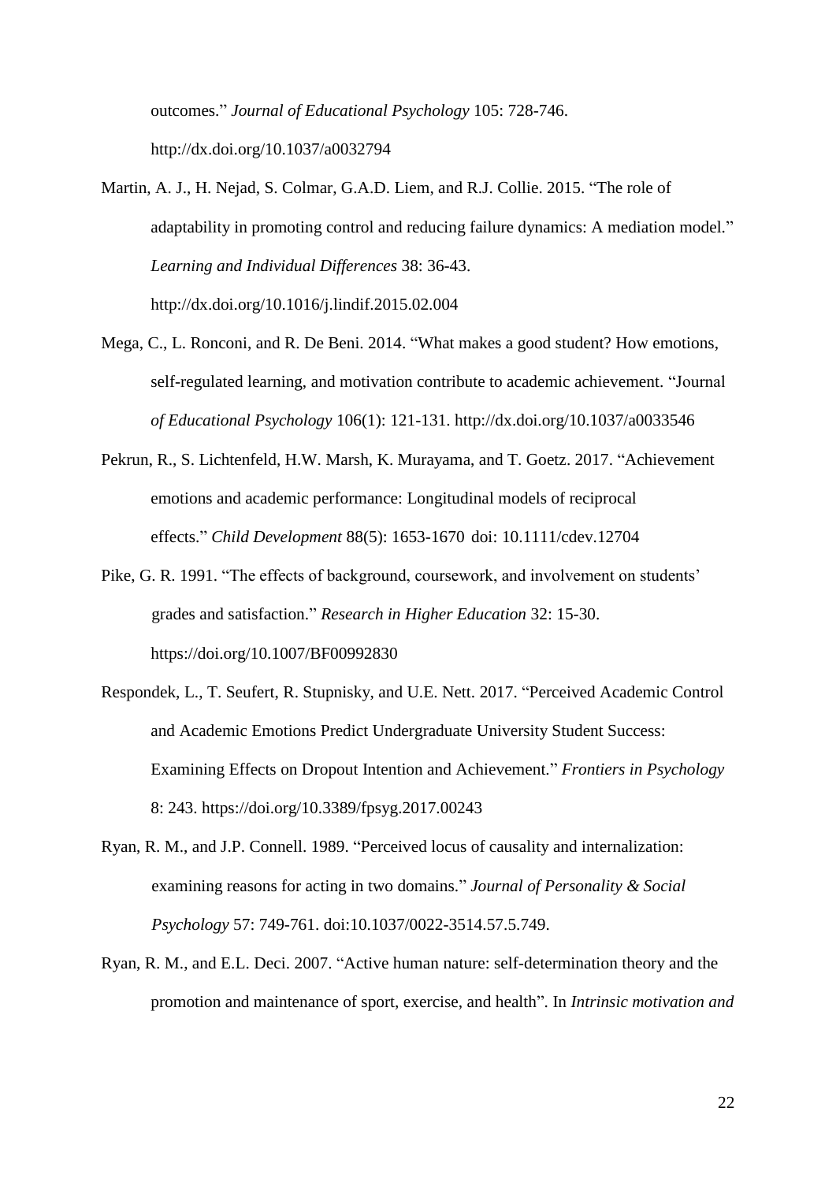outcomes." *Journal of Educational Psychology* 105: 728-746. http://dx.doi.org/10.1037/a0032794

Martin, A. J., H. Nejad, S. Colmar, G.A.D. Liem, and R.J. Collie. 2015. "The role of adaptability in promoting control and reducing failure dynamics: A mediation model." *Learning and Individual Differences* 38: 36-43. http://dx.doi.org/10.1016/j.lindif.2015.02.004

Mega, C., L. Ronconi, and R. De Beni. 2014. "What makes a good student? How emotions, self-regulated learning, and motivation contribute to academic achievement. "Journal *of Educational Psychology* 106(1): 121-131. http://dx.doi.org/10.1037/a0033546

Pekrun, R., S. Lichtenfeld, H.W. Marsh, K. Murayama, and T. Goetz. 2017. "Achievement emotions and academic performance: Longitudinal models of reciprocal effects." *Child Development* 88(5): 1653-1670 doi: 10.1111/cdev.12704

Pike, G. R. 1991. "The effects of background, coursework, and involvement on students' grades and satisfaction." *Research in Higher Education* 32: 15-30. https://doi.org/10.1007/BF00992830

Respondek, L., T. Seufert, R. Stupnisky, and U.E. Nett. 2017. "Perceived Academic Control and Academic Emotions Predict Undergraduate University Student Success: Examining Effects on Dropout Intention and Achievement." *Frontiers in Psychology* 8: 243. https://doi.org/10.3389/fpsyg.2017.00243

Ryan, R. M., and J.P. Connell. 1989. "Perceived locus of causality and internalization: examining reasons for acting in two domains." *Journal of Personality & Social Psychology* 57: 749-761. doi:10.1037/0022-3514.57.5.749.

Ryan, R. M., and E.L. Deci. 2007. "Active human nature: self-determination theory and the promotion and maintenance of sport, exercise, and health". In *Intrinsic motivation and*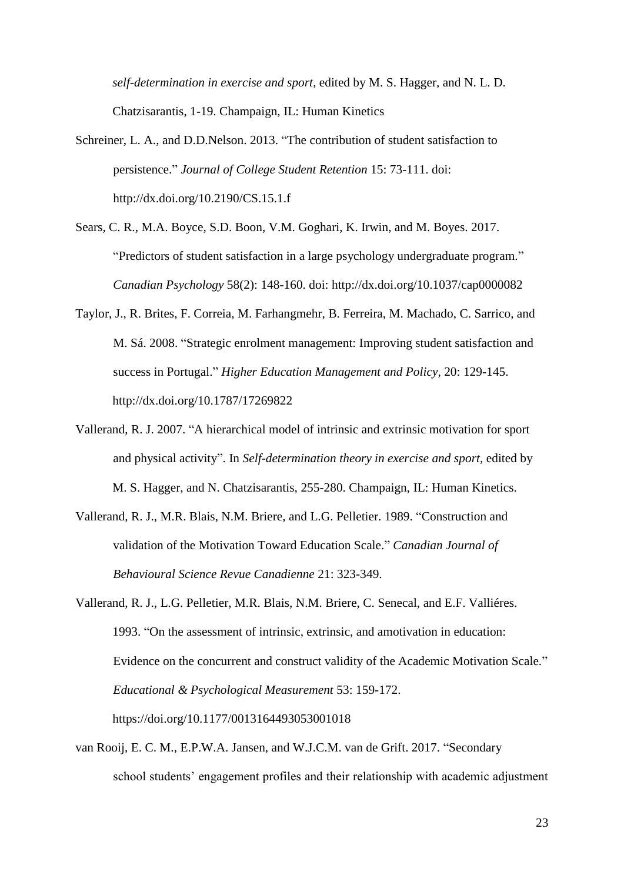*self-determination in exercise and sport*, edited by M. S. Hagger, and N. L. D. Chatzisarantis, 1-19. Champaign, IL: Human Kinetics

Schreiner, L. A., and D.D.Nelson. 2013. "The contribution of student satisfaction to persistence." *Journal of College Student Retention* 15: 73-111. doi: http://dx.doi.org/10.2190/CS.15.1.f

Sears, C. R., M.A. Boyce, S.D. Boon, V.M. Goghari, K. Irwin, and M. Boyes. 2017. "Predictors of student satisfaction in a large psychology undergraduate program." *Canadian Psychology* 58(2): 148-160. doi: http://dx.doi.org/10.1037/cap0000082

Taylor, J., R. Brites, F. Correia, M. Farhangmehr, B. Ferreira, M. Machado, C. Sarrico, and M. Sá. 2008. "Strategic enrolment management: Improving student satisfaction and success in Portugal." *Higher Education Management and Policy,* 20: 129-145. http://dx.doi.org/10.1787/17269822

Vallerand, R. J. 2007. "A hierarchical model of intrinsic and extrinsic motivation for sport and physical activity". In *Self-determination theory in exercise and sport,* edited by M. S. Hagger, and N. Chatzisarantis, 255-280. Champaign, IL: Human Kinetics.

Vallerand, R. J., M.R. Blais, N.M. Briere, and L.G. Pelletier. 1989. "Construction and validation of the Motivation Toward Education Scale." *Canadian Journal of Behavioural Science Revue Canadienne* 21: 323-349.

Vallerand, R. J., L.G. Pelletier, M.R. Blais, N.M. Briere, C. Senecal, and E.F. Valliéres. 1993. "On the assessment of intrinsic, extrinsic, and amotivation in education: Evidence on the concurrent and construct validity of the Academic Motivation Scale." *Educational & Psychological Measurement* 53: 159-172. https://doi.org/10.1177/0013164493053001018

van Rooij, E. C. M., E.P.W.A. Jansen, and W.J.C.M. van de Grift. 2017. "Secondary school students' engagement profiles and their relationship with academic adjustment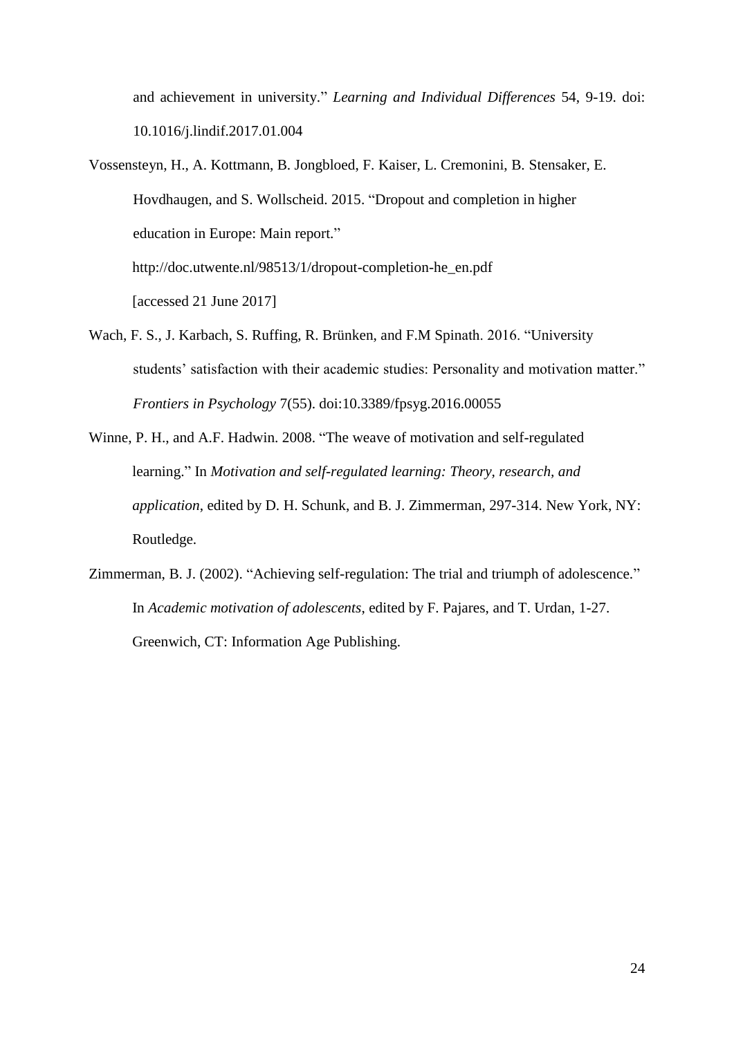and achievement in university." *Learning and Individual Differences* 54, 9-19. doi: 10.1016/j.lindif.2017.01.004

Vossensteyn, H., A. Kottmann, B. Jongbloed, F. Kaiser, L. Cremonini, B. Stensaker, E. Hovdhaugen, and S. Wollscheid. 2015. "Dropout and completion in higher education in Europe: Main report." http://doc.utwente.nl/98513/1/dropout-completion-he_en.pdf [accessed 21 June 2017]

Wach, F. S., J. Karbach, S. Ruffing, R. Brünken, and F.M Spinath. 2016. "University students' satisfaction with their academic studies: Personality and motivation matter." *Frontiers in Psychology* 7(55). doi:10.3389/fpsyg.2016.00055

Winne, P. H., and A.F. Hadwin. 2008. "The weave of motivation and self-regulated learning." In *Motivation and self-regulated learning: Theory, research, and application*, edited by D. H. Schunk, and B. J. Zimmerman, 297-314. New York, NY: Routledge.

Zimmerman, B. J. (2002). "Achieving self-regulation: The trial and triumph of adolescence." In *Academic motivation of adolescents*, edited by F. Pajares, and T. Urdan, 1-27. Greenwich, CT: Information Age Publishing.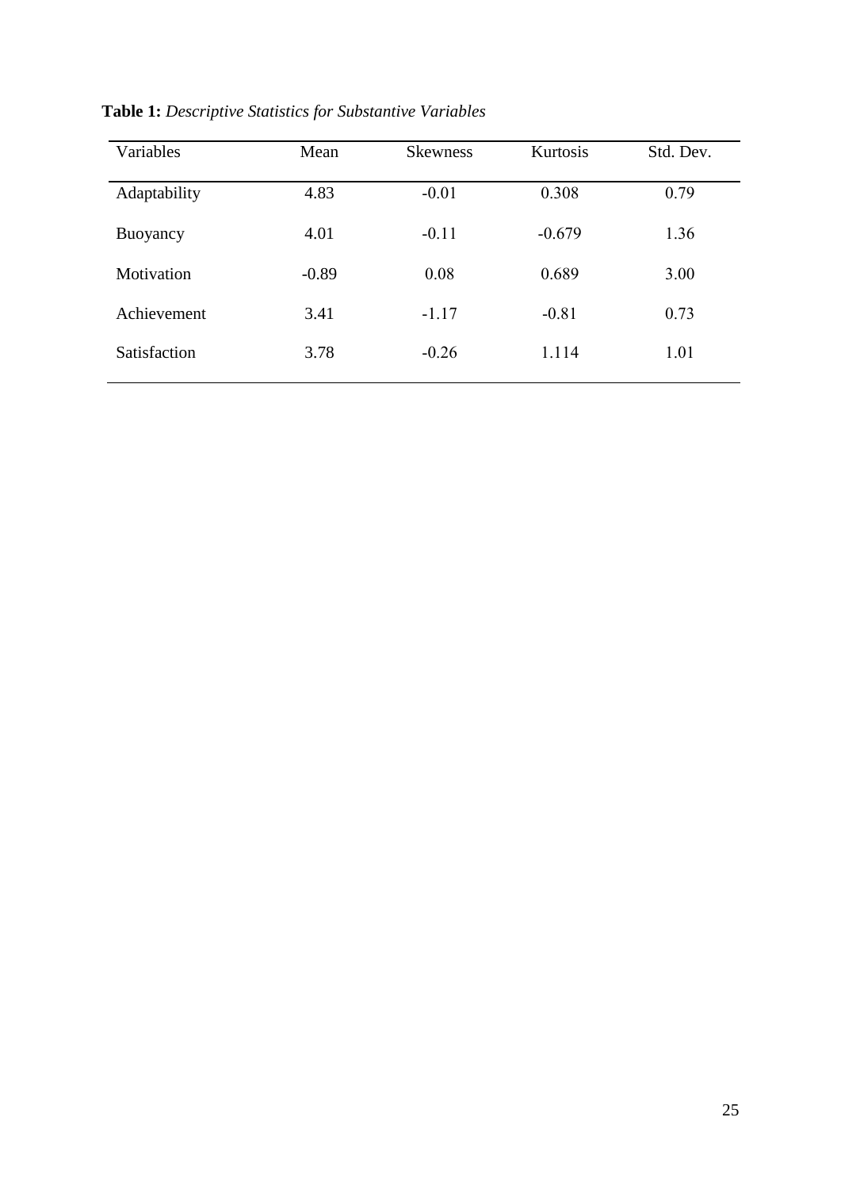**Table 1:** *Descriptive Statistics for Substantive Variables*

| Variables | Mean | Skewness | Kurtosis | Std. Dev. |
|---|---|---|---|---|
| Adaptability | 4.83 | -0.01 | 0.308 | 0.79 |
| Buoyancy | 4.01 | -0.11 | -0.679 | 1.36 |
| Motivation | -0.89 | 0.08 | 0.689 | 3.00 |
| Achievement | 3.41 | -1.17 | -0.81 | 0.73 |
| Satisfaction | 3.78 | -0.26 | 1.114 | 1.01 |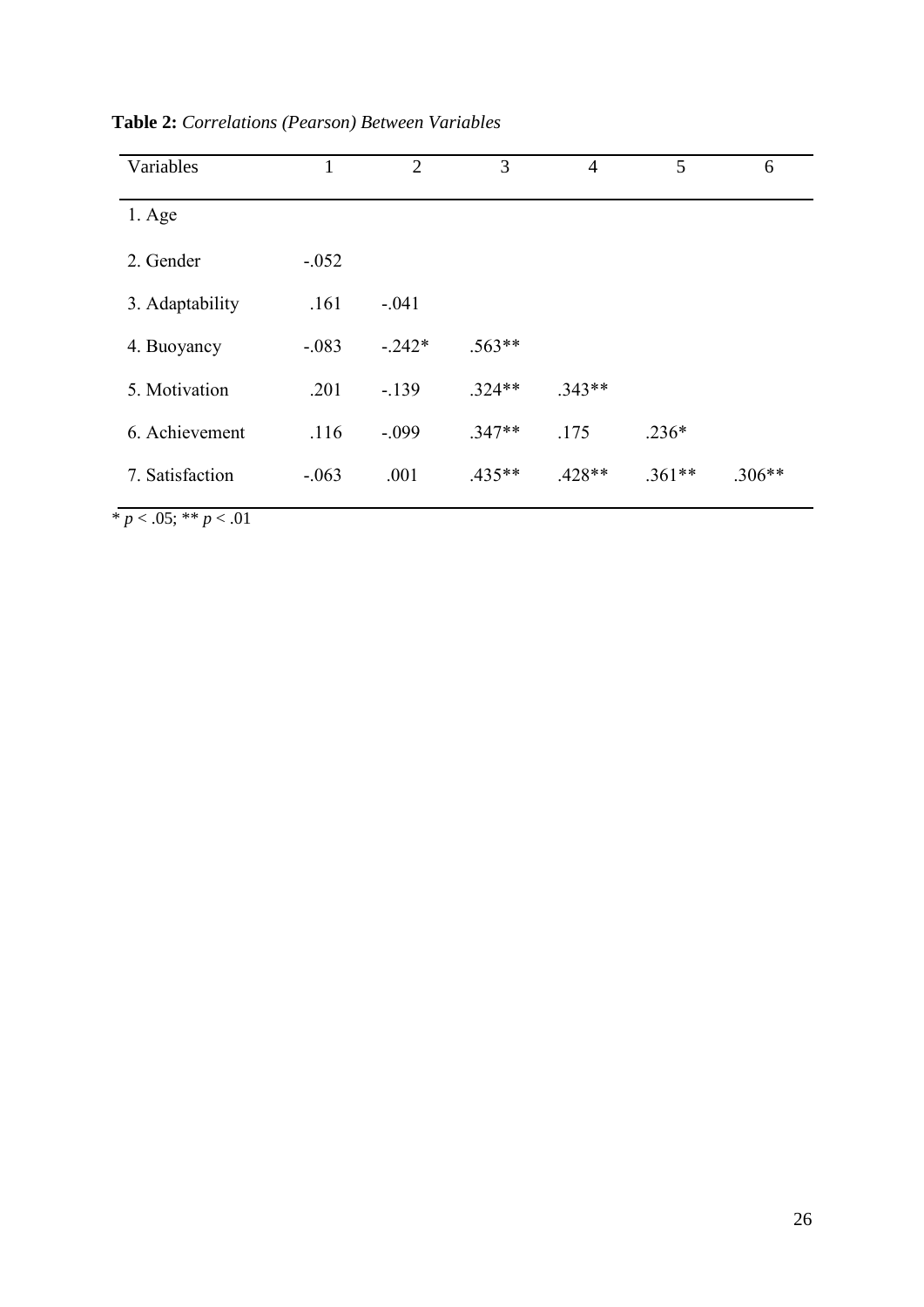**Table 2:** *Correlations (Pearson) Between Variables*

| Variables | 1 | 2 | 3 | 4 | 5 | 6 |
|---|---|---|---|---|---|---|
| 1. Age | | | | | | |
| 2. Gender | -.052 | | | | | |
| 3. Adaptability | .161 | -.041 | | | | |
| 4. Buoyancy | -.083 | -.242* | .563** | | | |
| 5. Motivation | .201 | -.139 | .324** | .343** | | |
| 6. Achievement | .116 | -.099 | .347** | .175 | .236* | |
| 7. Satisfaction | -.063 | .001 | .435** | .428** | .361** | .306** |

* $p < .05$; ** $p < .01$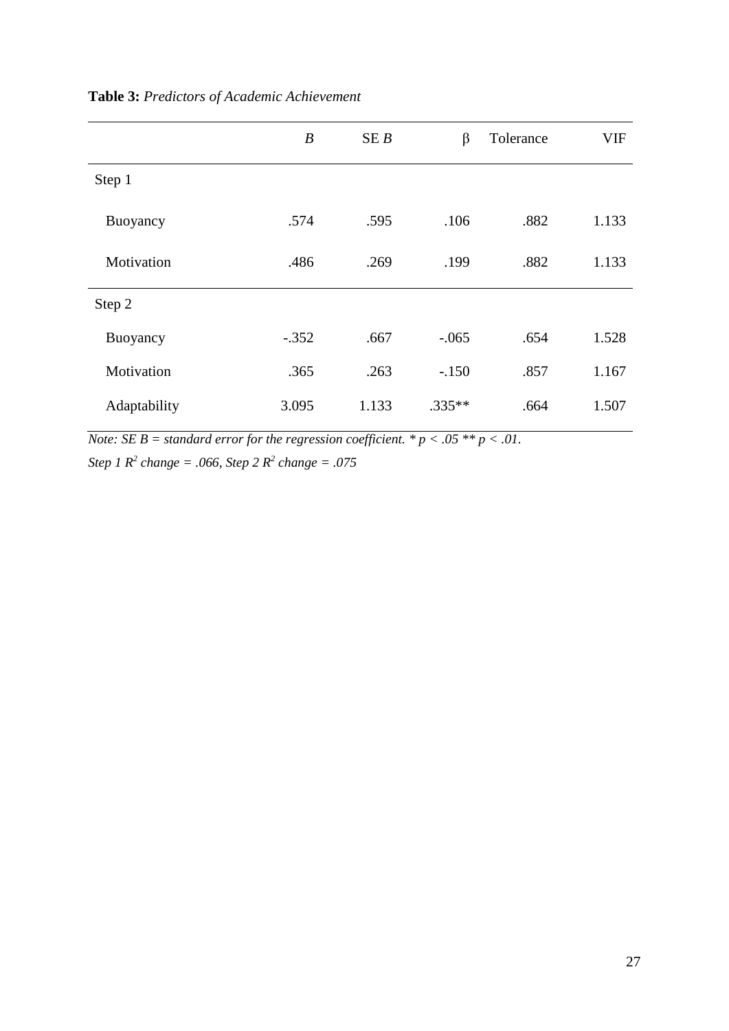**Table 3:** *Predictors of Academic Achievement*

| | *B* | SE *B* | β | Tolerance | VIF |
|---|---|---|---|---|---|
| Step 1 | | | | | |
| Buoyancy | .574 | .595 | .106 | .882 | 1.133 |
| Motivation | .486 | .269 | .199 | .882 | 1.133 |
| Step 2 | | | | | |
| Buoyancy | -.352 | .667 | -.065 | .654 | 1.528 |
| Motivation | .365 | .263 | -.150 | .857 | 1.167 |
| Adaptability | 3.095 | 1.133 | .335** | .664 | 1.507 |

*Note: SE B = standard error for the regression coefficient. * $p < .05$ ** $p < .01$.*

*Step 1 $R^2$ change = .066, Step 2 $R^2$ change = .075*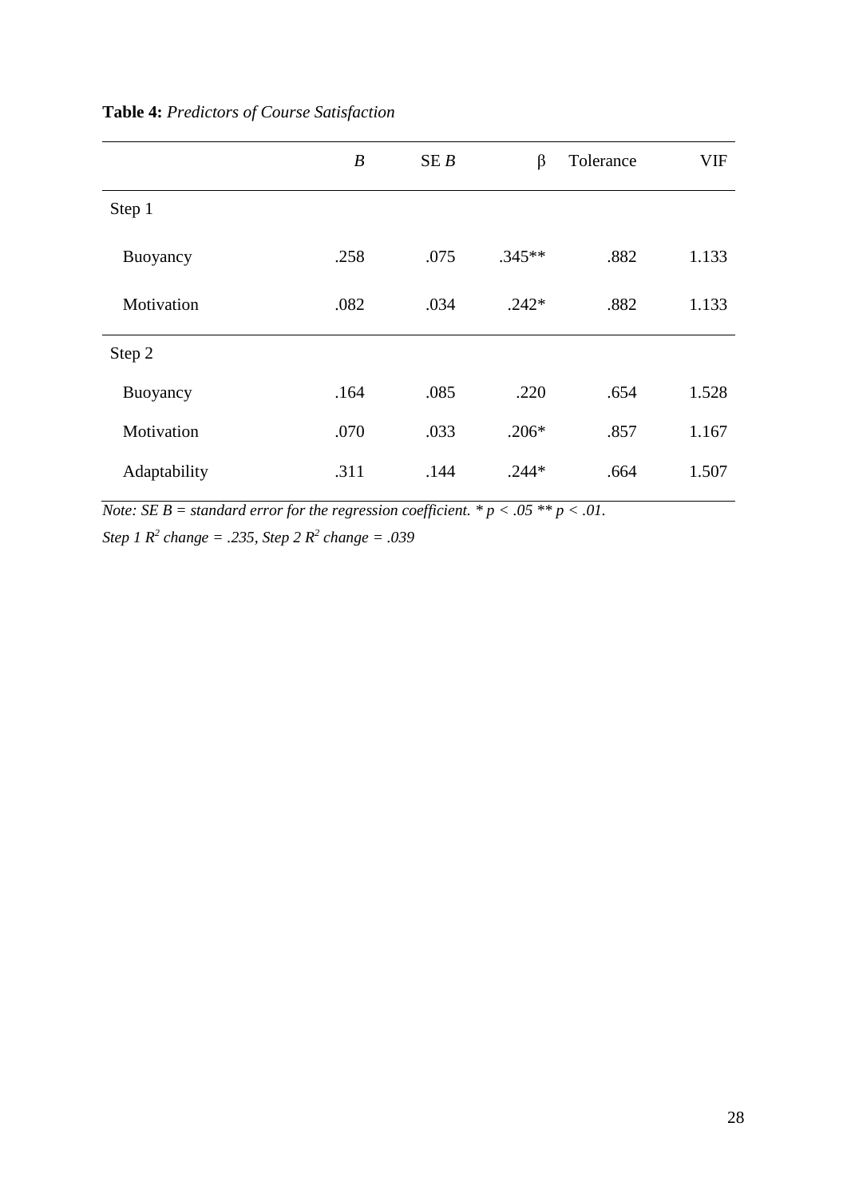**Table 4:** *Predictors of Course Satisfaction*

| | *B* | SE *B* | β | Tolerance | VIF |
|---|---|---|---|---|---|
| Step 1 | | | | | |
| Buoyancy | .258 | .075 | .345** | .882 | 1.133 |
| Motivation | .082 | .034 | .242* | .882 | 1.133 |
| Step 2 | | | | | |
| Buoyancy | .164 | .085 | .220 | .654 | 1.528 |
| Motivation | .070 | .033 | .206* | .857 | 1.167 |
| Adaptability | .311 | .144 | .244* | .664 | 1.507 |

*Note: SE B = standard error for the regression coefficient. * $p < .05$ ** $p < .01$.*

*Step 1 $R^2$ change = .235, Step 2 $R^2$ change = .039*